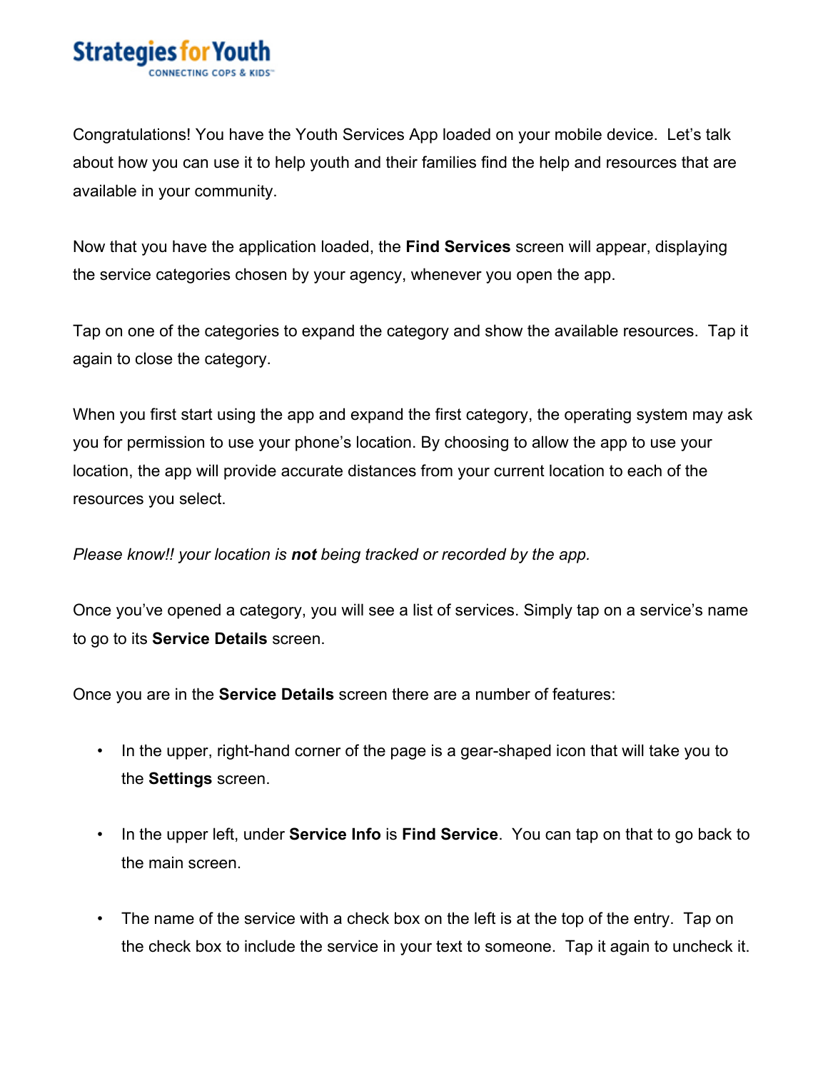Strategies for Youth

CONNECTING COPS & KIDS™

Congratulations! You have the Youth Services App loaded on your mobile device. Let's talk about how you can use it to help youth and their families find the help and resources that are available in your community.

Now that you have the application loaded, the **Find Services** screen will appear, displaying the service categories chosen by your agency, whenever you open the app.

Tap on one of the categories to expand the category and show the available resources. Tap it again to close the category.

When you first start using the app and expand the first category, the operating system may ask you for permission to use your phone's location. By choosing to allow the app to use your location, the app will provide accurate distances from your current location to each of the resources you select.

*Please know!! your location is **not** being tracked or recorded by the app.*

Once you've opened a category, you will see a list of services. Simply tap on a service's name to go to its **Service Details** screen.

Once you are in the **Service Details** screen there are a number of features:

- In the upper, right-hand corner of the page is a gear-shaped icon that will take you to the **Settings** screen.
- In the upper left, under **Service Info** is **Find Service**. You can tap on that to go back to the main screen.
- The name of the service with a check box on the left is at the top of the entry. Tap on the check box to include the service in your text to someone. Tap it again to uncheck it.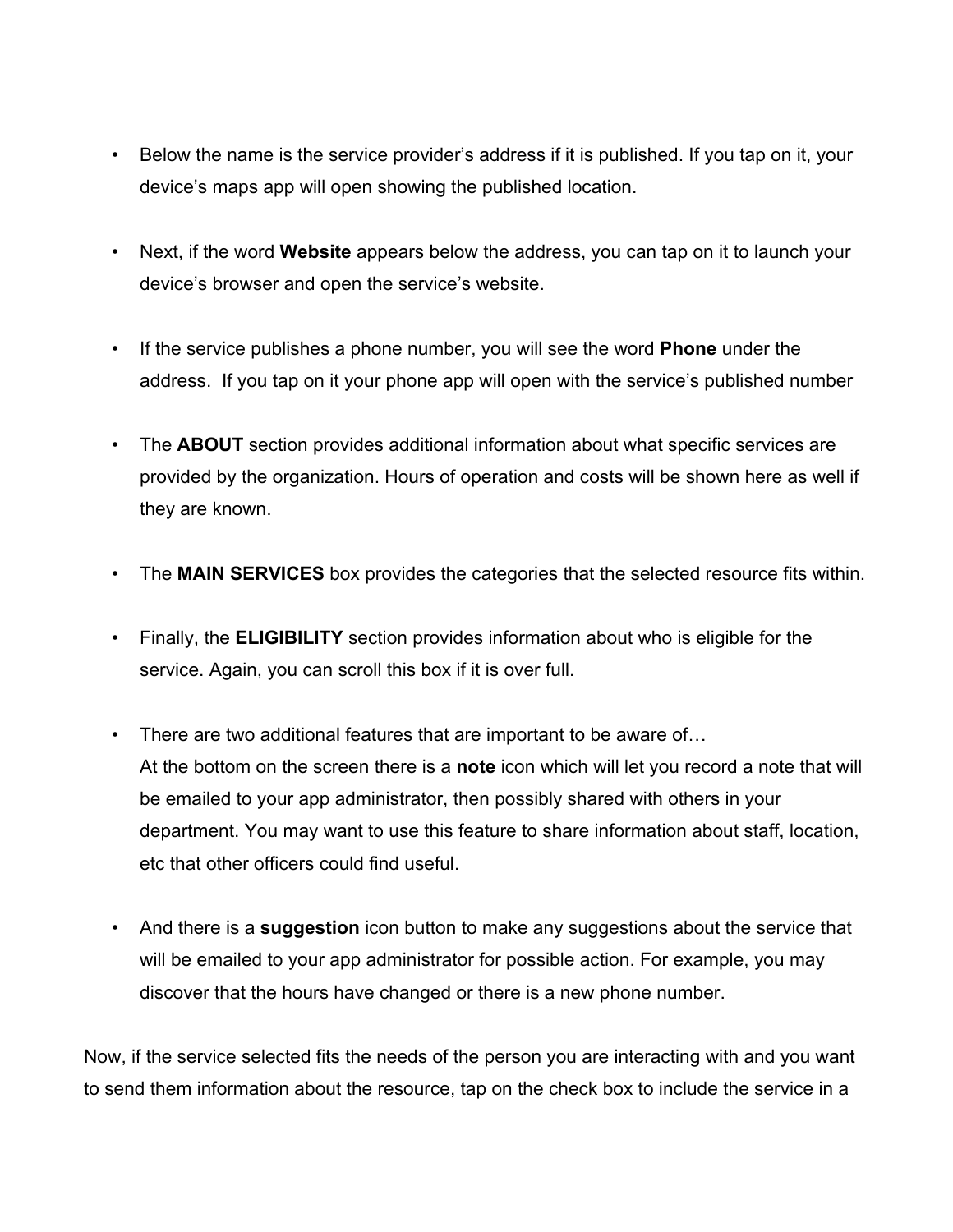- Below the name is the service provider's address if it is published. If you tap on it, your device's maps app will open showing the published location.

- Next, if the word **Website** appears below the address, you can tap on it to launch your device's browser and open the service's website.

- If the service publishes a phone number, you will see the word **Phone** under the address. If you tap on it your phone app will open with the service's published number

- The **ABOUT** section provides additional information about what specific services are provided by the organization. Hours of operation and costs will be shown here as well if they are known.

- The **MAIN SERVICES** box provides the categories that the selected resource fits within.

- Finally, the **ELIGIBILITY** section provides information about who is eligible for the service. Again, you can scroll this box if it is over full.

- There are two additional features that are important to be aware of…
  At the bottom on the screen there is a **note** icon which will let you record a note that will be emailed to your app administrator, then possibly shared with others in your department. You may want to use this feature to share information about staff, location, etc that other officers could find useful.

- And there is a **suggestion** icon button to make any suggestions about the service that will be emailed to your app administrator for possible action. For example, you may discover that the hours have changed or there is a new phone number.

Now, if the service selected fits the needs of the person you are interacting with and you want to send them information about the resource, tap on the check box to include the service in a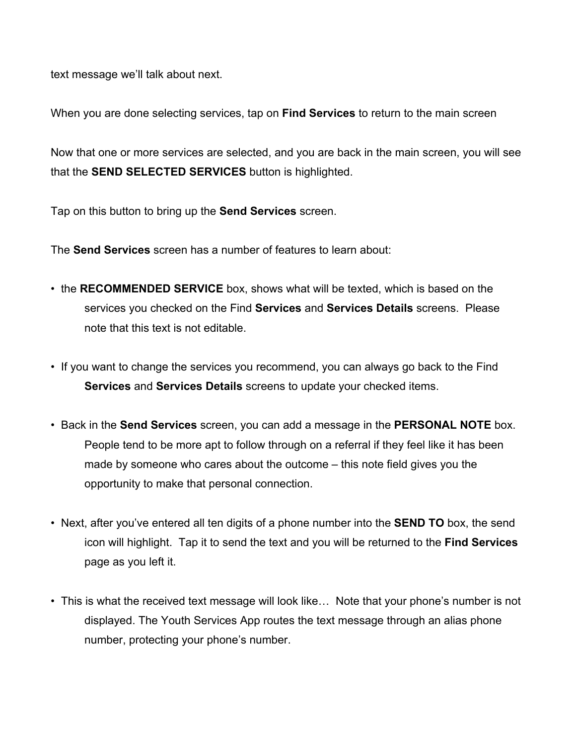text message we'll talk about next.

When you are done selecting services, tap on **Find Services** to return to the main screen

Now that one or more services are selected, and you are back in the main screen, you will see that the **SEND SELECTED SERVICES** button is highlighted.

Tap on this button to bring up the **Send Services** screen.

The **Send Services** screen has a number of features to learn about:

- the **RECOMMENDED SERVICE** box, shows what will be texted, which is based on the services you checked on the Find **Services** and **Services Details** screens. Please note that this text is not editable.

- If you want to change the services you recommend, you can always go back to the Find **Services** and **Services Details** screens to update your checked items.

- Back in the **Send Services** screen, you can add a message in the **PERSONAL NOTE** box. People tend to be more apt to follow through on a referral if they feel like it has been made by someone who cares about the outcome – this note field gives you the opportunity to make that personal connection.

- Next, after you've entered all ten digits of a phone number into the **SEND TO** box, the send icon will highlight. Tap it to send the text and you will be returned to the **Find Services** page as you left it.

- This is what the received text message will look like… Note that your phone's number is not displayed. The Youth Services App routes the text message through an alias phone number, protecting your phone's number.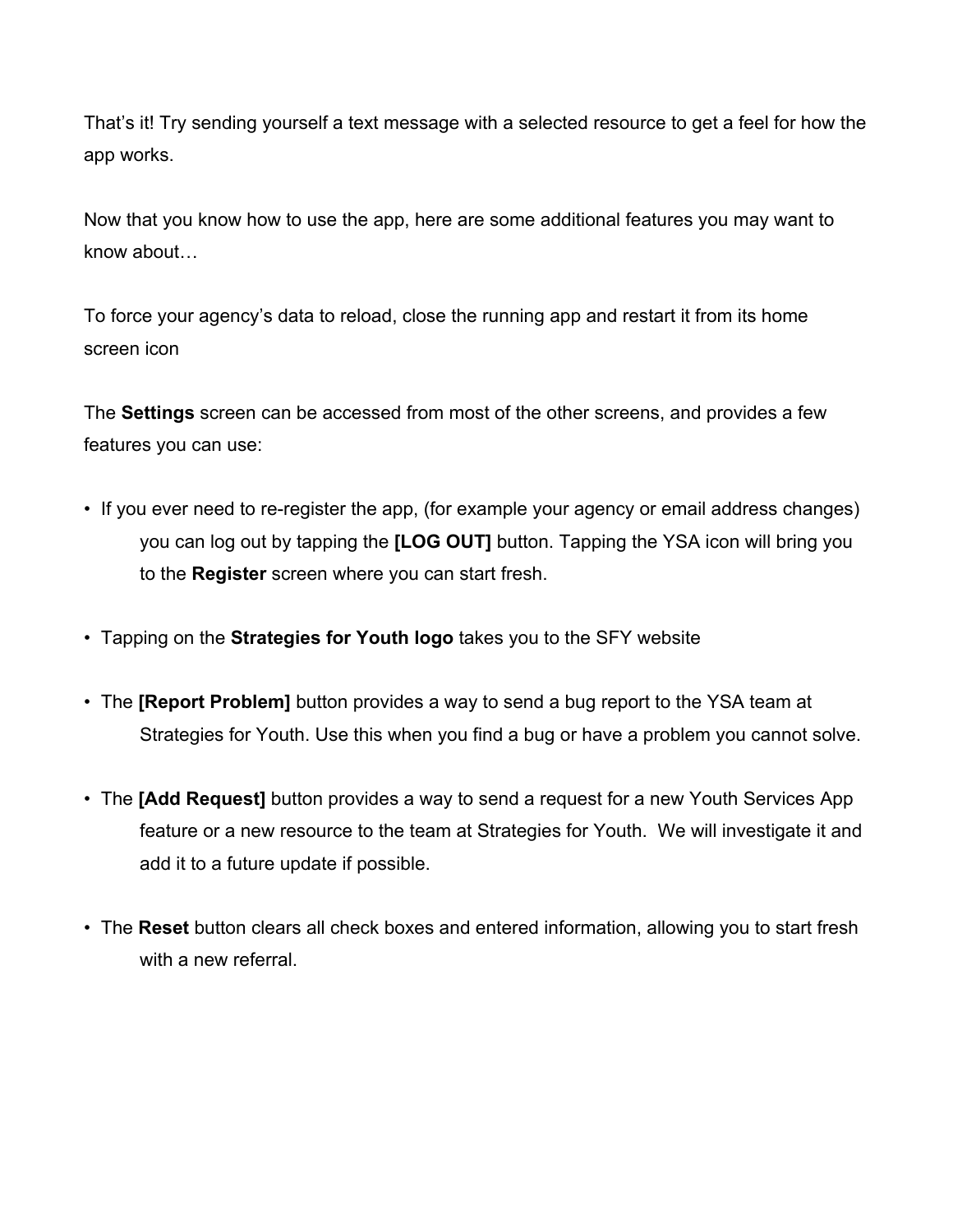That's it! Try sending yourself a text message with a selected resource to get a feel for how the app works.

Now that you know how to use the app, here are some additional features you may want to know about…

To force your agency's data to reload, close the running app and restart it from its home screen icon

The **Settings** screen can be accessed from most of the other screens, and provides a few features you can use:

- If you ever need to re-register the app, (for example your agency or email address changes) you can log out by tapping the **[LOG OUT]** button. Tapping the YSA icon will bring you to the **Register** screen where you can start fresh.

- Tapping on the **Strategies for Youth logo** takes you to the SFY website

- The **[Report Problem]** button provides a way to send a bug report to the YSA team at Strategies for Youth. Use this when you find a bug or have a problem you cannot solve.

- The **[Add Request]** button provides a way to send a request for a new Youth Services App feature or a new resource to the team at Strategies for Youth. We will investigate it and add it to a future update if possible.

- The **Reset** button clears all check boxes and entered information, allowing you to start fresh with a new referral.